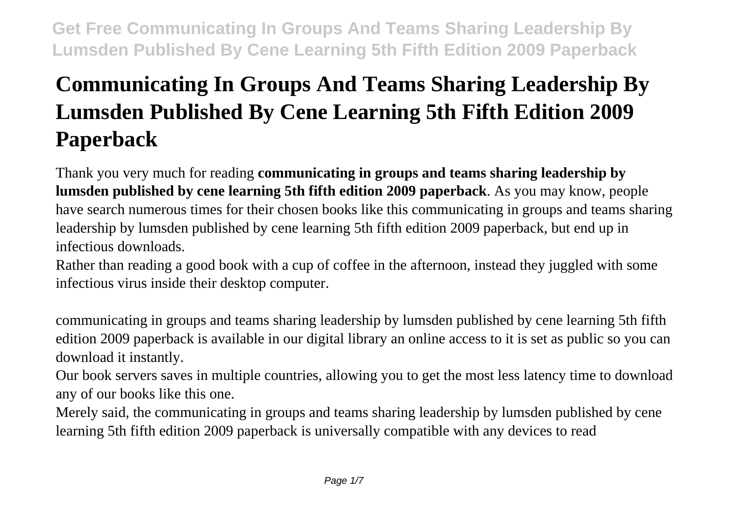# Communicating In Groups And Teams Sharing Leadership By Lumsden Published By Cene Learning 5th Fifth Edition 2009 Paperback

Thank you very much for reading **communicating in groups and teams sharing leadership by lumsden published by cene learning 5th fifth edition 2009 paperback**. As you may know, people have search numerous times for their chosen books like this communicating in groups and teams sharing leadership by lumsden published by cene learning 5th fifth edition 2009 paperback, but end up in infectious downloads.

Rather than reading a good book with a cup of coffee in the afternoon, instead they juggled with some infectious virus inside their desktop computer.

communicating in groups and teams sharing leadership by lumsden published by cene learning 5th fifth edition 2009 paperback is available in our digital library an online access to it is set as public so you can download it instantly.

Our book servers saves in multiple countries, allowing you to get the most less latency time to download any of our books like this one.

Merely said, the communicating in groups and teams sharing leadership by lumsden published by cene learning 5th fifth edition 2009 paperback is universally compatible with any devices to read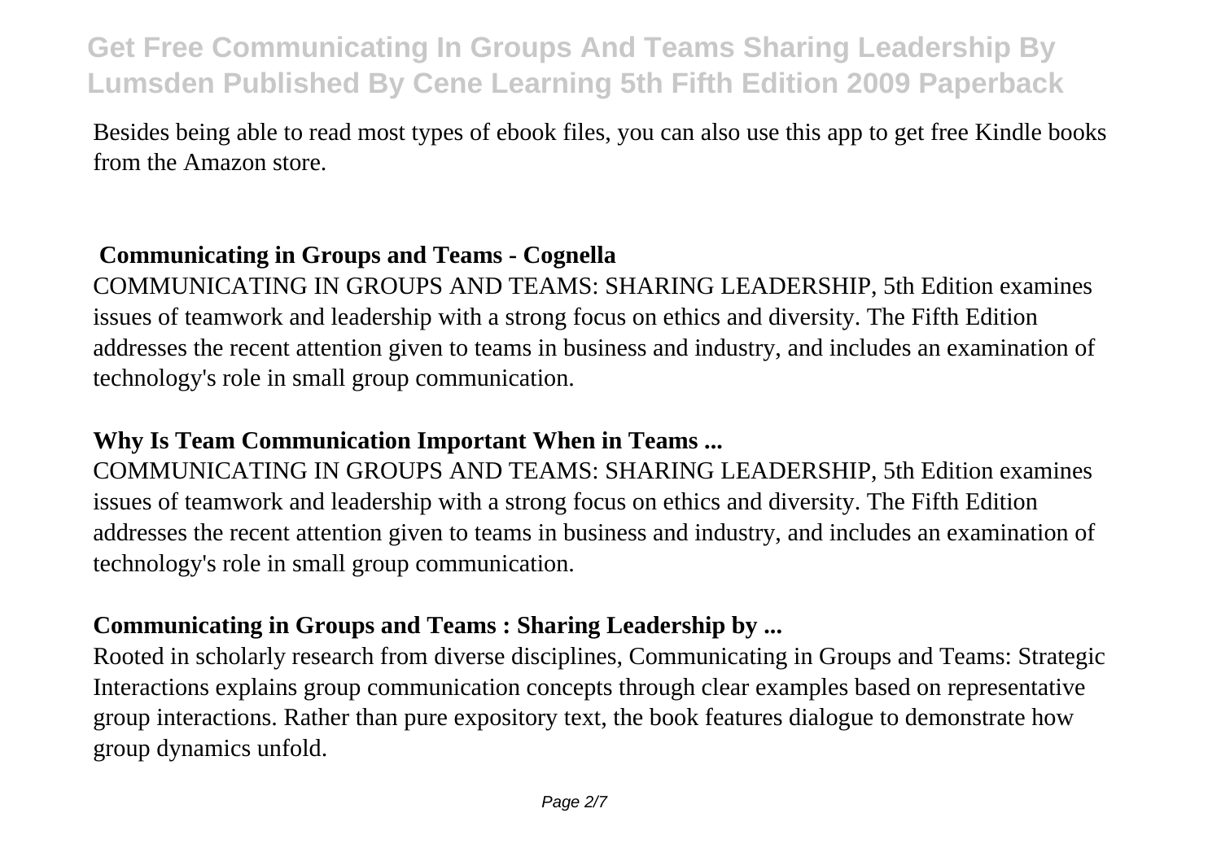Besides being able to read most types of ebook files, you can also use this app to get free Kindle books from the Amazon store.

### Communicating in Groups and Teams - Cognella

COMMUNICATING IN GROUPS AND TEAMS: SHARING LEADERSHIP, 5th Edition examines issues of teamwork and leadership with a strong focus on ethics and diversity. The Fifth Edition addresses the recent attention given to teams in business and industry, and includes an examination of technology's role in small group communication.

### Why Is Team Communication Important When in Teams ...

COMMUNICATING IN GROUPS AND TEAMS: SHARING LEADERSHIP, 5th Edition examines issues of teamwork and leadership with a strong focus on ethics and diversity. The Fifth Edition addresses the recent attention given to teams in business and industry, and includes an examination of technology's role in small group communication.

### Communicating in Groups and Teams : Sharing Leadership by ...

Rooted in scholarly research from diverse disciplines, Communicating in Groups and Teams: Strategic Interactions explains group communication concepts through clear examples based on representative group interactions. Rather than pure expository text, the book features dialogue to demonstrate how group dynamics unfold.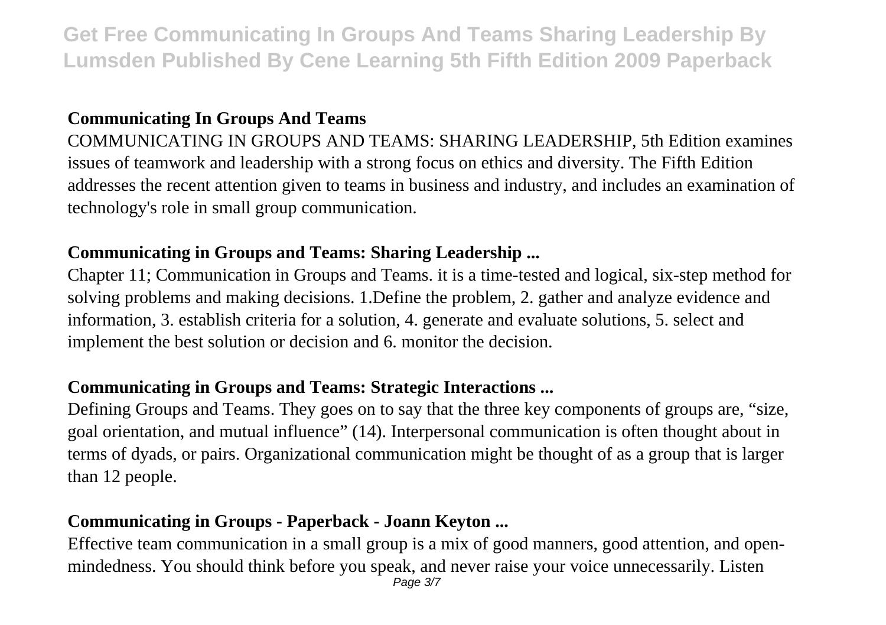### Communicating In Groups And Teams

COMMUNICATING IN GROUPS AND TEAMS: SHARING LEADERSHIP, 5th Edition examines issues of teamwork and leadership with a strong focus on ethics and diversity. The Fifth Edition addresses the recent attention given to teams in business and industry, and includes an examination of technology's role in small group communication.

### Communicating in Groups and Teams: Sharing Leadership ...

Chapter 11; Communication in Groups and Teams. it is a time-tested and logical, six-step method for solving problems and making decisions. 1.Define the problem, 2. gather and analyze evidence and information, 3. establish criteria for a solution, 4. generate and evaluate solutions, 5. select and implement the best solution or decision and 6. monitor the decision.

### Communicating in Groups and Teams: Strategic Interactions ...

Defining Groups and Teams. They goes on to say that the three key components of groups are, "size, goal orientation, and mutual influence" (14). Interpersonal communication is often thought about in terms of dyads, or pairs. Organizational communication might be thought of as a group that is larger than 12 people.

### Communicating in Groups - Paperback - Joann Keyton ...

Effective team communication in a small group is a mix of good manners, good attention, and open-mindedness. You should think before you speak, and never raise your voice unnecessarily. Listen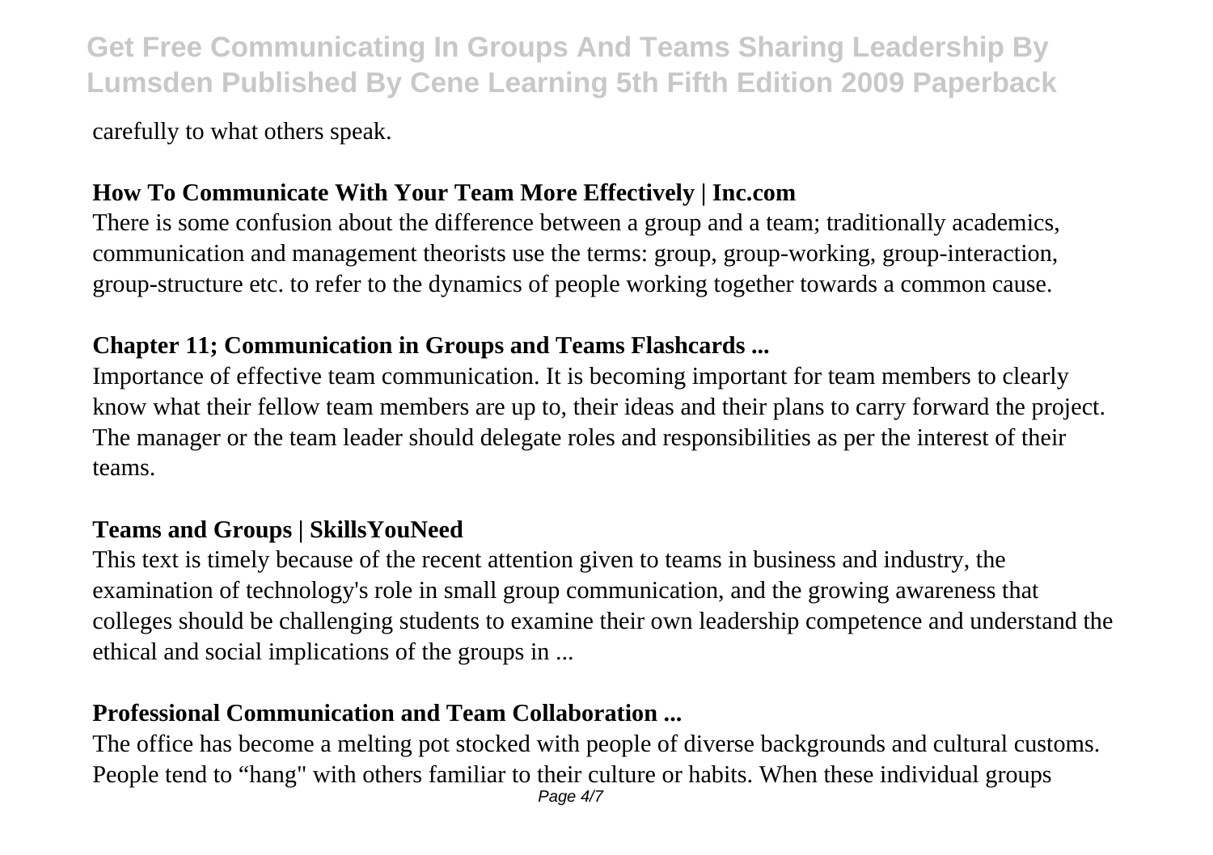carefully to what others speak.

## How To Communicate With Your Team More Effectively | Inc.com

There is some confusion about the difference between a group and a team; traditionally academics, communication and management theorists use the terms: group, group-working, group-interaction, group-structure etc. to refer to the dynamics of people working together towards a common cause.

## Chapter 11; Communication in Groups and Teams Flashcards ...

Importance of effective team communication. It is becoming important for team members to clearly know what their fellow team members are up to, their ideas and their plans to carry forward the project. The manager or the team leader should delegate roles and responsibilities as per the interest of their teams.

## Teams and Groups | SkillsYouNeed

This text is timely because of the recent attention given to teams in business and industry, the examination of technology's role in small group communication, and the growing awareness that colleges should be challenging students to examine their own leadership competence and understand the ethical and social implications of the groups in ...

## Professional Communication and Team Collaboration ...

The office has become a melting pot stocked with people of diverse backgrounds and cultural customs. People tend to "hang" with others familiar to their culture or habits. When these individual groups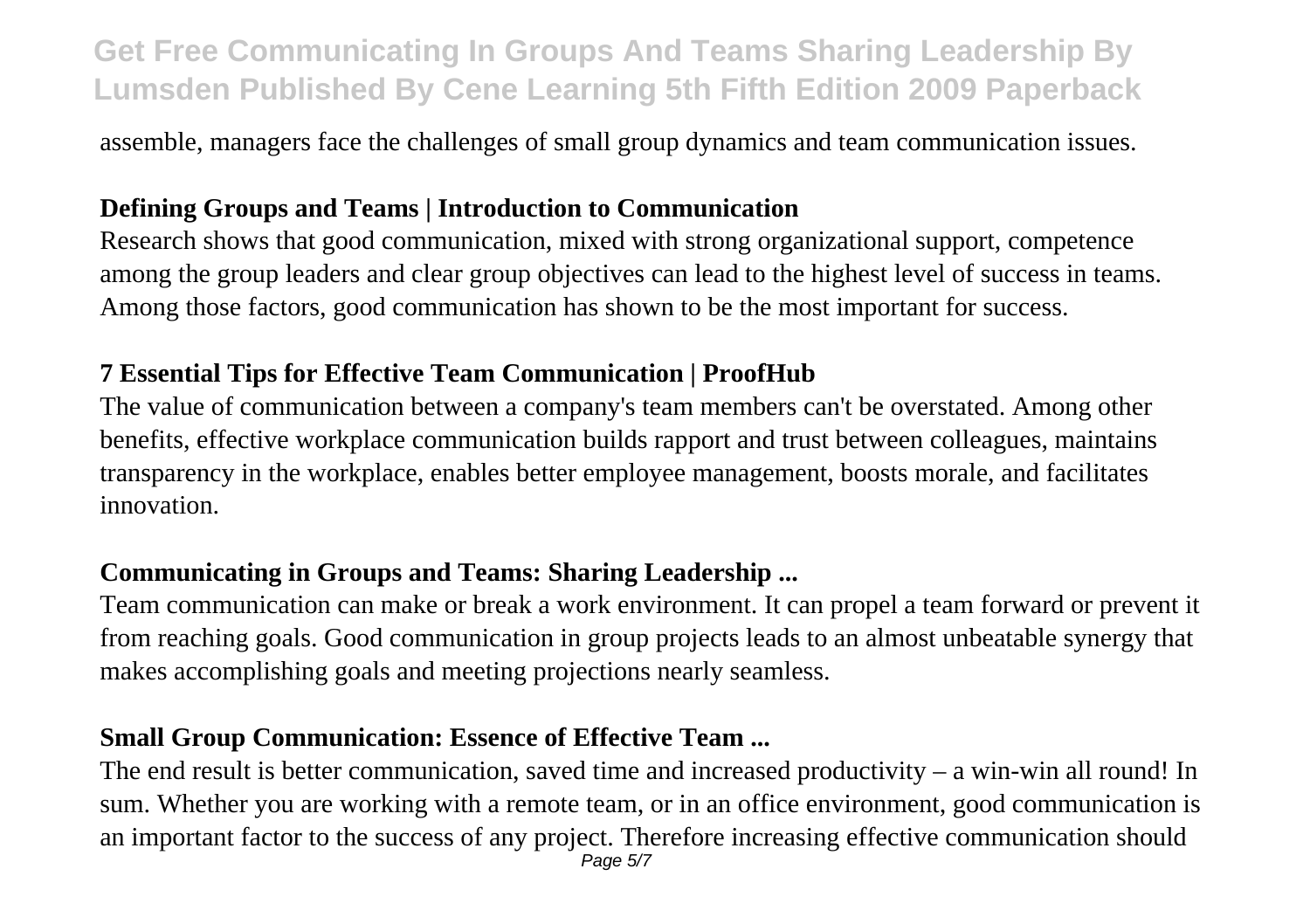assemble, managers face the challenges of small group dynamics and team communication issues.

**Defining Groups and Teams | Introduction to Communication**

Research shows that good communication, mixed with strong organizational support, competence among the group leaders and clear group objectives can lead to the highest level of success in teams. Among those factors, good communication has shown to be the most important for success.

**7 Essential Tips for Effective Team Communication | ProofHub**

The value of communication between a company's team members can't be overstated. Among other benefits, effective workplace communication builds rapport and trust between colleagues, maintains transparency in the workplace, enables better employee management, boosts morale, and facilitates innovation.

**Communicating in Groups and Teams: Sharing Leadership ...**

Team communication can make or break a work environment. It can propel a team forward or prevent it from reaching goals. Good communication in group projects leads to an almost unbeatable synergy that makes accomplishing goals and meeting projections nearly seamless.

**Small Group Communication: Essence of Effective Team ...**

The end result is better communication, saved time and increased productivity – a win-win all round! In sum. Whether you are working with a remote team, or in an office environment, good communication is an important factor to the success of any project. Therefore increasing effective communication should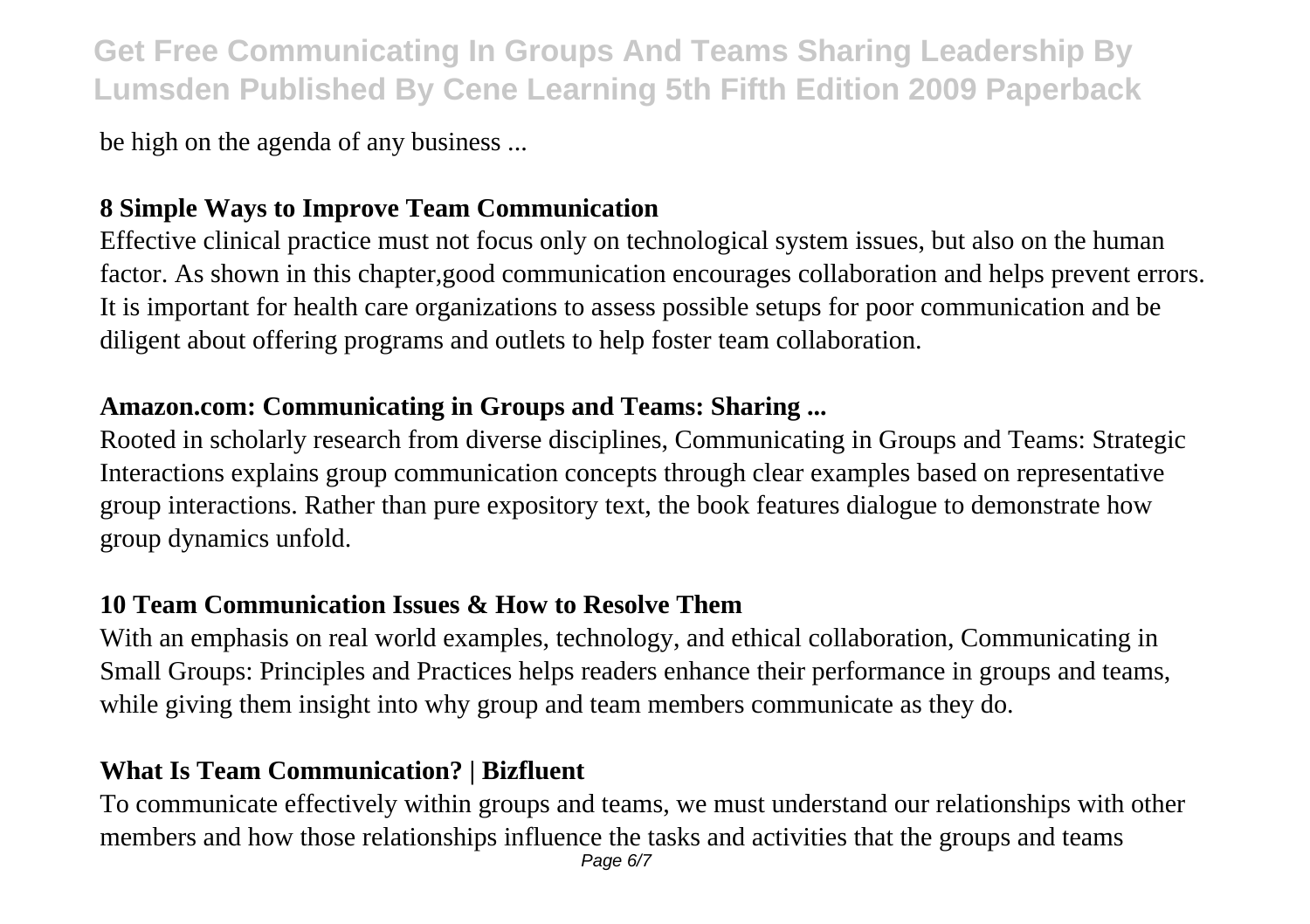be high on the agenda of any business ...

**8 Simple Ways to Improve Team Communication**

Effective clinical practice must not focus only on technological system issues, but also on the human factor. As shown in this chapter,good communication encourages collaboration and helps prevent errors. It is important for health care organizations to assess possible setups for poor communication and be diligent about offering programs and outlets to help foster team collaboration.

**Amazon.com: Communicating in Groups and Teams: Sharing ...**

Rooted in scholarly research from diverse disciplines, Communicating in Groups and Teams: Strategic Interactions explains group communication concepts through clear examples based on representative group interactions. Rather than pure expository text, the book features dialogue to demonstrate how group dynamics unfold.

**10 Team Communication Issues & How to Resolve Them**

With an emphasis on real world examples, technology, and ethical collaboration, Communicating in Small Groups: Principles and Practices helps readers enhance their performance in groups and teams, while giving them insight into why group and team members communicate as they do.

**What Is Team Communication? | Bizfluent**

To communicate effectively within groups and teams, we must understand our relationships with other members and how those relationships influence the tasks and activities that the groups and teams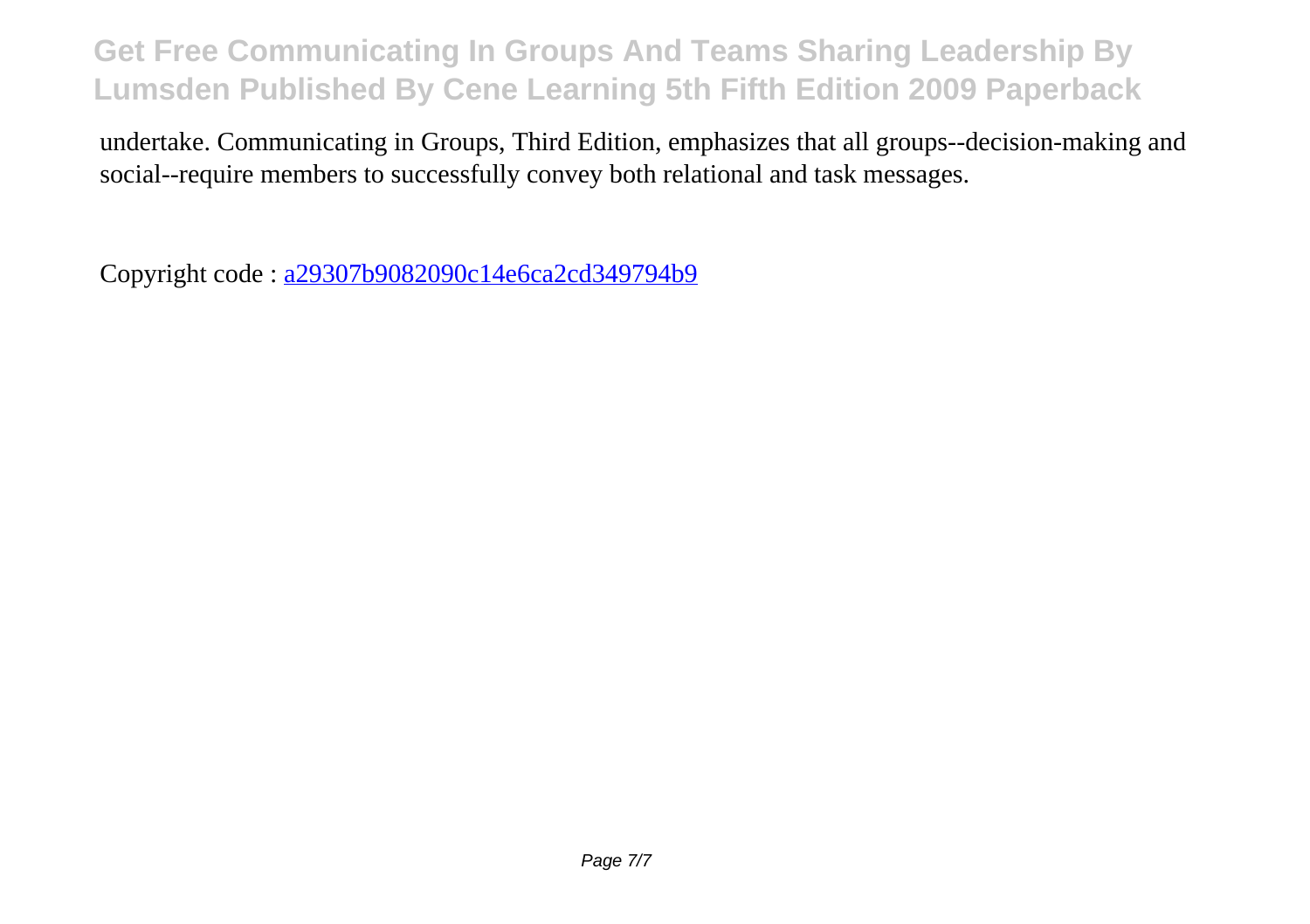undertake. Communicating in Groups, Third Edition, emphasizes that all groups--decision-making and social--require members to successfully convey both relational and task messages.

Copyright code : [a29307b9082090c14e6ca2cd349794b9](a29307b9082090c14e6ca2cd349794b9)